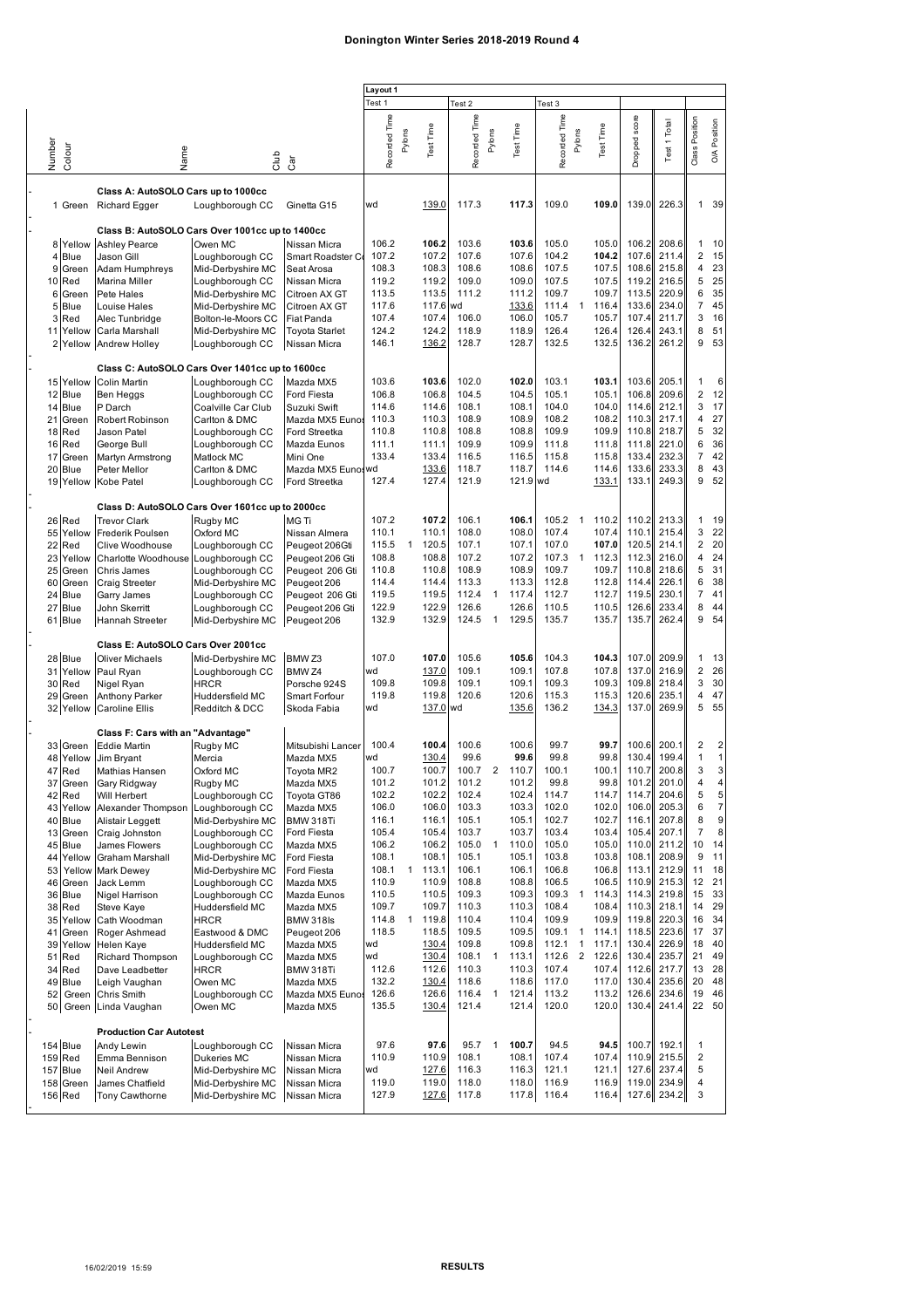# Donington Winter Series 2018-2019 Round 4

| Number | Colour | Name | Club | Car | Layout 1 Test 1 Recorded Time | Pylons | Test Time | Test 2 Recorded Time | Pylons | Test Time | Test 3 Recorded Time | Pylons | Test Time | Dropped score | Test 1 Total | Class Position | O/A Position |
|---|---|---|---|---|---|---|---|---|---|---|---|---|---|---|---|---|---|
| | | **Class A: AutoSOLO Cars up to 1000cc** | | | | | | | | | | | | | | | |
| 1 | Green | Richard Egger | Loughborough CC | Ginetta G15 | wd | | 139.0 | 117.3 | | **117.3** | 109.0 | | **109.0** | 139.0 | 226.3 | 1 | 39 |
| | | **Class B: AutoSOLO Cars Over 1001cc up to 1400cc** | | | | | | | | | | | | | | | |
| 8 | Yellow | Ashley Pearce | Owen MC | Nissan Micra | 106.2 | | **106.2** | 103.6 | | **103.6** | 105.0 | | 105.0 | 106.2 | 208.6 | 1 | 10 |
| 4 | Blue | Jason Gill | Loughborough CC | Smart Roadster Co | 107.2 | | 107.2 | 107.6 | | 107.6 | 104.2 | | **104.2** | 107.6 | 211.4 | 2 | 15 |
| 9 | Green | Adam Humphreys | Mid-Derbyshire MC | Seat Arosa | 108.3 | | 108.3 | 108.6 | | 108.6 | 107.5 | | 107.5 | 108.6 | 215.8 | 4 | 23 |
| 10 | Red | Marina Miller | Loughborough CC | Nissan Micra | 119.2 | | 119.2 | 109.0 | | 109.0 | 107.5 | | 107.5 | 119.2 | 216.5 | 5 | 25 |
| 6 | Green | Pete Hales | Mid-Derbyshire MC | Citroen AX GT | 113.5 | | 113.5 | 111.2 | | 111.2 | 109.7 | | 109.7 | 113.5 | 220.9 | 6 | 35 |
| 5 | Blue | Louise Hales | Mid-Derbyshire MC | Citroen AX GT | 117.6 | | 117.6 | wd | | 133.6 | 111.4 | 1 | 116.4 | 133.6 | 234.0 | 7 | 45 |
| 3 | Red | Alec Tunbridge | Bolton-le-Moors CC | Fiat Panda | 107.4 | | 107.4 | 106.0 | | 106.0 | 105.7 | | 105.7 | 107.4 | 211.7 | 3 | 16 |
| 11 | Yellow | Carla Marshall | Mid-Derbyshire MC | Toyota Starlet | 124.2 | | 124.2 | 118.9 | | 118.9 | 126.4 | | 126.4 | 126.4 | 243.1 | 8 | 51 |
| 2 | Yellow | Andrew Holley | Loughborough CC | Nissan Micra | 146.1 | | 136.2 | 128.7 | | 128.7 | 132.5 | | 132.5 | 136.2 | 261.2 | 9 | 53 |
| | | **Class C: AutoSOLO Cars Over 1401cc up to 1600cc** | | | | | | | | | | | | | | | |
| 15 | Yellow | Colin Martin | Loughborough CC | Mazda MX5 | 103.6 | | **103.6** | 102.0 | | **102.0** | 103.1 | | **103.1** | 103.6 | 205.1 | 1 | 6 |
| 12 | Blue | Ben Heggs | Loughborough CC | Ford Fiesta | 106.8 | | 106.8 | 104.5 | | 104.5 | 105.1 | | 105.1 | 106.8 | 209.6 | 2 | 12 |
| 14 | Blue | P Darch | Coalville Car Club | Suzuki Swift | 114.6 | | 114.6 | 108.1 | | 108.1 | 104.0 | | 104.0 | 114.6 | 212.1 | 3 | 17 |
| 21 | Green | Robert Robinson | Carlton & DMC | Mazda MX5 Eunos | 110.3 | | 110.3 | 108.9 | | 108.9 | 108.2 | | 108.2 | 110.3 | 217.1 | 4 | 27 |
| 18 | Red | Jason Patel | Loughborough CC | Ford Streetka | 110.8 | | 110.8 | 108.8 | | 108.8 | 109.9 | | 109.9 | 110.8 | 218.7 | 5 | 32 |
| 16 | Red | George Bull | Loughborough CC | Mazda Eunos | 111.1 | | 111.1 | 109.9 | | 109.9 | 111.8 | | 111.8 | 111.8 | 221.0 | 6 | 36 |
| 17 | Green | Martyn Armstrong | Matlock MC | Mini One | 133.4 | | 133.4 | 116.5 | | 116.5 | 115.8 | | 115.8 | 133.4 | 232.3 | 7 | 42 |
| 20 | Blue | Peter Mellor | Carlton & DMC | Mazda MX5 Eunos | wd | | 133.6 | 118.7 | | 118.7 | 114.6 | | 114.6 | 133.6 | 233.3 | 8 | 43 |
| 19 | Yellow | Kobe Patel | Loughborough CC | Ford Streetka | 127.4 | | 127.4 | 121.9 | | 121.9 | wd | | 133.1 | 133.1 | 249.3 | 9 | 52 |
| | | **Class D: AutoSOLO Cars Over 1601cc up to 2000cc** | | | | | | | | | | | | | | | |
| 26 | Red | Trevor Clark | Rugby MC | MG Ti | 107.2 | | **107.2** | 106.1 | | **106.1** | 105.2 | 1 | 110.2 | 110.2 | 213.3 | 1 | 19 |
| 55 | Yellow | Frederik Poulsen | Oxford MC | Nissan Almera | 110.1 | | 110.1 | 108.0 | | 108.0 | 107.4 | | 107.4 | 110.1 | 215.4 | 3 | 22 |
| 22 | Red | Clive Woodhouse | Loughborough CC | Peugeot 206Gti | 115.5 | 1 | 120.5 | 107.1 | | 107.1 | 107.0 | | **107.0** | 120.5 | 214.1 | 2 | 20 |
| 23 | Yellow | Charlotte Woodhouse | Loughborough CC | Peugeot 206 Gti | 108.8 | | 108.8 | 107.2 | | 107.2 | 107.3 | 1 | 112.3 | 112.3 | 216.0 | 4 | 24 |
| 25 | Green | Chris James | Loughborough CC | Peugeot 206 Gti | 110.8 | | 110.8 | 108.9 | | 108.9 | 109.7 | | 109.7 | 110.8 | 218.6 | 5 | 31 |
| 60 | Green | Craig Streeter | Mid-Derbyshire MC | Peugeot 206 | 114.4 | | 114.4 | 113.3 | | 113.3 | 112.8 | | 112.8 | 114.4 | 226.1 | 6 | 38 |
| 24 | Blue | Garry James | Loughborough CC | Peugeot 206 Gti | 119.5 | | 119.5 | 112.4 | 1 | 117.4 | 112.7 | | 112.7 | 119.5 | 230.1 | 7 | 41 |
| 27 | Blue | John Skerritt | Loughborough CC | Peugeot 206 Gti | 122.9 | | 122.9 | 126.6 | | 126.6 | 110.5 | | 110.5 | 126.6 | 233.4 | 8 | 44 |
| 61 | Blue | Hannah Streeter | Mid-Derbyshire MC | Peugeot 206 | 132.9 | | 132.9 | 124.5 | 1 | 129.5 | 135.7 | | 135.7 | 135.7 | 262.4 | 9 | 54 |
| | | **Class E: AutoSOLO Cars Over 2001cc** | | | | | | | | | | | | | | | |
| 28 | Blue | Oliver Michaels | Mid-Derbyshire MC | BMW Z3 | 107.0 | | **107.0** | 105.6 | | **105.6** | 104.3 | | **104.3** | 107.0 | 209.9 | 1 | 13 |
| 31 | Yellow | Paul Ryan | Loughborough CC | BMW Z4 | wd | | 137.0 | 109.1 | | 109.1 | 107.8 | | 107.8 | 137.0 | 216.9 | 2 | 26 |
| 30 | Red | Nigel Ryan | HRCR | Porsche 924S | 109.8 | | 109.8 | 109.1 | | 109.1 | 109.3 | | 109.3 | 109.8 | 218.4 | 3 | 30 |
| 29 | Green | Anthony Parker | Huddersfield MC | Smart Forfour | 119.8 | | 119.8 | 120.6 | | 120.6 | 115.3 | | 115.3 | 120.6 | 235.1 | 4 | 47 |
| 32 | Yellow | Caroline Ellis | Redditch & DCC | Skoda Fabia | wd | | 137.0 | wd | | 135.6 | 136.2 | | 134.3 | 137.0 | 269.9 | 5 | 55 |
| | | **Class F: Cars with an "Advantage"** | | | | | | | | | | | | | | | |
| 33 | Green | Eddie Martin | Rugby MC | Mitsubishi Lancer | 100.4 | | **100.4** | 100.6 | | 100.6 | 99.7 | | **99.7** | 100.6 | 200.1 | 2 | 2 |
| 48 | Yellow | Jim Bryant | Mercia | Mazda MX5 | wd | | 130.4 | 99.6 | | **99.6** | 99.8 | | 99.8 | 130.4 | 199.4 | 1 | 1 |
| 47 | Red | Mathias Hansen | Oxford MC | Toyota MR2 | 100.7 | | 100.7 | 100.7 | 2 | 110.7 | 100.1 | | 100.1 | 110.7 | 200.8 | 3 | 3 |
| 37 | Green | Gary Ridgway | Rugby MC | Mazda MX5 | 101.2 | | 101.2 | 101.2 | | 101.2 | 99.8 | | 99.8 | 101.2 | 201.0 | 4 | 4 |
| 42 | Red | Will Herbert | Loughborough CC | Toyota GT86 | 102.2 | | 102.2 | 102.4 | | 102.4 | 114.7 | | 114.7 | 114.7 | 204.6 | 5 | 5 |
| 43 | Yellow | Alexander Thompson | Loughborough CC | Mazda MX5 | 106.0 | | 106.0 | 103.3 | | 103.3 | 102.0 | | 102.0 | 106.0 | 205.3 | 6 | 7 |
| 40 | Blue | Alistair Leggett | Mid-Derbyshire MC | BMW 318Ti | 116.1 | | 116.1 | 105.1 | | 105.1 | 102.7 | | 102.7 | 116.1 | 207.8 | 8 | 9 |
| 13 | Green | Craig Johnston | Loughborough CC | Ford Fiesta | 105.4 | | 105.4 | 103.7 | | 103.7 | 103.4 | | 103.4 | 105.4 | 207.1 | 7 | 8 |
| 45 | Blue | James Flowers | Loughborough CC | Mazda MX5 | 106.2 | | 106.2 | 105.0 | 1 | 110.0 | 105.0 | | 105.0 | 110.0 | 211.2 | 10 | 14 |
| 44 | Yellow | Graham Marshall | Mid-Derbyshire MC | Ford Fiesta | 108.1 | | 108.1 | 105.1 | | 105.1 | 103.8 | | 103.8 | 108.1 | 208.9 | 9 | 11 |
| 53 | Yellow | Mark Dewey | Mid-Derbyshire MC | Ford Fiesta | 108.1 | 1 | 113.1 | 106.1 | | 106.1 | 106.8 | | 106.8 | 113.1 | 212.9 | 11 | 18 |
| 46 | Green | Jack Lemm | Loughborough CC | Mazda MX5 | 110.9 | | 110.9 | 108.8 | | 108.8 | 106.5 | | 106.5 | 110.9 | 215.3 | 12 | 21 |
| 36 | Blue | Nigel Harrison | Loughborough CC | Mazda Eunos | 110.5 | | 110.5 | 109.3 | | 109.3 | 109.3 | 1 | 114.3 | 114.3 | 219.8 | 15 | 33 |
| 38 | Red | Steve Kaye | Huddersfield MC | Mazda MX5 | 109.7 | | 109.7 | 110.3 | | 110.3 | 108.4 | | 108.4 | 110.3 | 218.1 | 14 | 29 |
| 35 | Yellow | Cath Woodman | HRCR | BMW 318Is | 114.8 | 1 | 119.8 | 110.4 | | 110.4 | 109.9 | | 109.9 | 119.8 | 220.3 | 16 | 34 |
| 41 | Green | Roger Ashmead | Eastwood & DMC | Peugeot 206 | 118.5 | | 118.5 | 109.5 | | 109.5 | 109.1 | 1 | 114.1 | 118.5 | 223.6 | 17 | 37 |
| 39 | Yellow | Helen Kaye | Huddersfield MC | Mazda MX5 | wd | | 130.4 | 109.8 | | 109.8 | 112.1 | 1 | 117.1 | 130.4 | 226.9 | 18 | 40 |
| 51 | Red | Richard Thompson | Loughborough CC | Mazda MX5 | wd | | 130.4 | 108.1 | 1 | 113.1 | 112.6 | 2 | 122.6 | 130.4 | 235.7 | 21 | 49 |
| 34 | Red | Dave Leadbetter | HRCR | BMW 318Ti | 112.6 | | 112.6 | 110.3 | | 110.3 | 107.4 | | 107.4 | 112.6 | 217.7 | 13 | 28 |
| 49 | Blue | Leigh Vaughan | Owen MC | Mazda MX5 | 132.2 | | 130.4 | 118.6 | | 118.6 | 117.0 | | 117.0 | 130.4 | 235.6 | 20 | 48 |
| 52 | Green | Chris Smith | Loughborough CC | Mazda MX5 Eunos | 126.6 | | 126.6 | 116.4 | 1 | 121.4 | 113.2 | | 113.2 | 126.6 | 234.6 | 19 | 46 |
| 50 | Green | Linda Vaughan | Owen MC | Mazda MX5 | 135.5 | | 130.4 | 121.4 | | 121.4 | 120.0 | | 120.0 | 130.4 | 241.4 | 22 | 50 |
| | | **Production Car Autotest** | | | | | | | | | | | | | | | |
| 154 | Blue | Andy Lewin | Loughborough CC | Nissan Micra | 97.6 | | **97.6** | 95.7 | 1 | **100.7** | 94.5 | | **94.5** | 100.7 | 192.1 | 1 | |
| 159 | Red | Emma Bennison | Dukeries MC | Nissan Micra | 110.9 | | 110.9 | 108.1 | | 108.1 | 107.4 | | 107.4 | 110.9 | 215.5 | 2 | |
| 157 | Blue | Neil Andrew | Mid-Derbyshire MC | Nissan Micra | wd | | 127.6 | 116.3 | | 116.3 | 121.1 | | 121.1 | 127.6 | 237.4 | 5 | |
| 158 | Green | James Chatfield | Mid-Derbyshire MC | Nissan Micra | 119.0 | | 119.0 | 118.0 | | 118.0 | 116.9 | | 116.9 | 119.0 | 234.9 | 4 | |
| 156 | Red | Tony Cawthorne | Mid-Derbyshire MC | Nissan Micra | 127.9 | | 127.6 | 117.8 | | 117.8 | 116.4 | | 116.4 | 127.6 | 234.2 | 3 | |

16/02/2019 15:59 RESULTS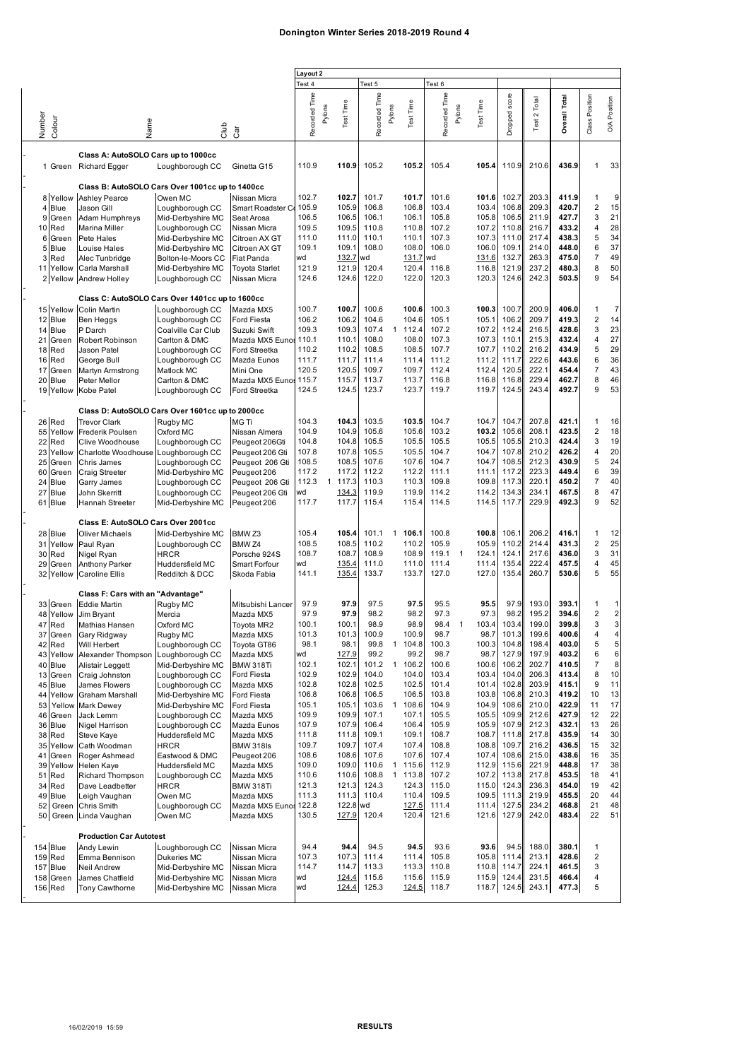# Donington Winter Series 2018-2019 Round 4

| | | | | | Layout 2 | | | | | | | | | | | | | |
|---|---|---|---|---|---|---|---|---|---|---|---|---|---|---|---|---|---|---|
| | | | | | Test 4 | | | Test 5 | | | Test 6 | | | | | | | |
| Number | Colour | Name | Club | Car | Recorded Time | Pylons | Test Time | Recorded Time | Pylons | Test Time | Recorded Time | Pylons | Test Time | Dropped score | Test 2 Total | Overall Total | Class Position | O/A Position |
| | | **Class A: AutoSOLO Cars up to 1000cc** | | | | | | | | | | | | | | | | |
| 1 | Green | Richard Egger | Loughborough CC | Ginetta G15 | 110.9 | | **110.9** | 105.2 | | **105.2** | 105.4 | | **105.4** | 110.9 | 210.6 | **436.9** | 1 | 33 |
| | | **Class B: AutoSOLO Cars Over 1001cc up to 1400cc** | | | | | | | | | | | | | | | | |
| 8 | Yellow | Ashley Pearce | Owen MC | Nissan Micra | 102.7 | | **102.7** | 101.7 | | **101.7** | 101.6 | | **101.6** | 102.7 | 203.3 | **411.9** | 1 | 9 |
| 4 | Blue | Jason Gill | Loughborough CC | Smart Roadster C | 105.9 | | 105.9 | 106.8 | | 106.8 | 103.4 | | 103.4 | 106.8 | 209.3 | **420.7** | 2 | 15 |
| 9 | Green | Adam Humphreys | Mid-Derbyshire MC | Seat Arosa | 106.5 | | 106.5 | 106.1 | | 106.1 | 105.8 | | 105.8 | 106.5 | 211.9 | **427.7** | 3 | 21 |
| 10 | Red | Marina Miller | Loughborough CC | Nissan Micra | 109.5 | | 109.5 | 110.8 | | 110.8 | 107.2 | | 107.2 | 110.8 | 216.7 | **433.2** | 4 | 28 |
| 6 | Green | Pete Hales | Mid-Derbyshire MC | Citroen AX GT | 111.0 | | 111.0 | 110.1 | | 110.1 | 107.3 | | 107.3 | 111.0 | 217.4 | **438.3** | 5 | 34 |
| 5 | Blue | Louise Hales | Mid-Derbyshire MC | Citroen AX GT | 109.1 | | 109.1 | 108.0 | | 108.0 | 106.0 | | 106.0 | 109.1 | 214.0 | **448.0** | 6 | 37 |
| 3 | Red | Alec Tunbridge | Bolton-le-Moors CC | Fiat Panda | wd | | 132.7 | wd | | 131.7 | wd | | 131.6 | 132.7 | 263.3 | **475.0** | 7 | 49 |
| 11 | Yellow | Carla Marshall | Mid-Derbyshire MC | Toyota Starlet | 121.9 | | 121.9 | 120.4 | | 120.4 | 116.8 | | 116.8 | 121.9 | 237.2 | **480.3** | 8 | 50 |
| 2 | Yellow | Andrew Holley | Loughborough CC | Nissan Micra | 124.6 | | 124.6 | 122.0 | | 122.0 | 120.3 | | 120.3 | 124.6 | 242.3 | **503.5** | 9 | 54 |
| | | **Class C: AutoSOLO Cars Over 1401cc up to 1600cc** | | | | | | | | | | | | | | | | |
| 15 | Yellow | Colin Martin | Loughborough CC | Mazda MX5 | 100.7 | | **100.7** | 100.6 | | **100.6** | 100.3 | | **100.3** | 100.7 | 200.9 | **406.0** | 1 | 7 |
| 12 | Blue | Ben Heggs | Loughborough CC | Ford Fiesta | 106.2 | | 106.2 | 104.6 | | 104.6 | 105.1 | | 105.1 | 106.2 | 209.7 | **419.3** | 2 | 14 |
| 14 | Blue | P Darch | Coalville Car Club | Suzuki Swift | 109.3 | | 109.3 | 107.4 | 1 | 112.4 | 107.2 | | 107.2 | 112.4 | 216.5 | **428.6** | 3 | 23 |
| 21 | Green | Robert Robinson | Carlton & DMC | Mazda MX5 Eunos | 110.1 | | 110.1 | 108.0 | | 108.0 | 107.3 | | 107.3 | 110.1 | 215.3 | **432.4** | 4 | 27 |
| 18 | Red | Jason Patel | Loughborough CC | Ford Streetka | 110.2 | | 110.2 | 108.5 | | 108.5 | 107.7 | | 107.7 | 110.2 | 216.2 | **434.9** | 5 | 29 |
| 16 | Red | George Bull | Loughborough CC | Mazda Eunos | 111.7 | | 111.7 | 111.4 | | 111.4 | 111.2 | | 111.2 | 111.7 | 222.6 | **443.6** | 6 | 36 |
| 17 | Green | Martyn Armstrong | Matlock MC | Mini One | 120.5 | | 120.5 | 109.7 | | 109.7 | 112.4 | | 112.4 | 120.5 | 222.1 | **454.4** | 7 | 43 |
| 20 | Blue | Peter Mellor | Carlton & DMC | Mazda MX5 Eunos | 115.7 | | 115.7 | 113.7 | | 113.7 | 116.8 | | 116.8 | 116.8 | 229.4 | **462.7** | 8 | 46 |
| 19 | Yellow | Kobe Patel | Loughborough CC | Ford Streetka | 124.5 | | 124.5 | 123.7 | | 123.7 | 119.7 | | 119.7 | 124.5 | 243.4 | **492.7** | 9 | 53 |
| | | **Class D: AutoSOLO Cars Over 1601cc up to 2000cc** | | | | | | | | | | | | | | | | |
| 26 | Red | Trevor Clark | Rugby MC | MG Ti | 104.3 | | **104.3** | 103.5 | | **103.5** | 104.7 | | 104.7 | 104.7 | 207.8 | **421.1** | 1 | 16 |
| 55 | Yellow | Frederik Poulsen | Oxford MC | Nissan Almera | 104.9 | | 104.9 | 105.6 | | 105.6 | 103.2 | | **103.2** | 105.6 | 208.1 | **423.5** | 2 | 18 |
| 22 | Red | Clive Woodhouse | Loughborough CC | Peugeot 206Gti | 104.8 | | 104.8 | 105.5 | | 105.5 | 105.5 | | 105.5 | 105.5 | 210.3 | **424.4** | 3 | 19 |
| 23 | Yellow | Charlotte Woodhouse | Loughborough CC | Peugeot 206 Gti | 107.8 | | 107.8 | 105.5 | | 105.5 | 104.7 | | 104.7 | 107.8 | 210.2 | **426.2** | 4 | 20 |
| 25 | Green | Chris James | Loughborough CC | Peugeot 206 Gti | 108.5 | | 108.5 | 107.6 | | 107.6 | 104.7 | | 104.7 | 108.5 | 212.3 | **430.9** | 5 | 24 |
| 60 | Green | Craig Streeter | Mid-Derbyshire MC | Peugeot 206 | 117.2 | | 117.2 | 112.2 | | 112.2 | 111.1 | | 111.1 | 117.2 | 223.3 | **449.4** | 6 | 39 |
| 24 | Blue | Garry James | Loughborough CC | Peugeot 206 Gti | 112.3 | 1 | 117.3 | 110.3 | | 110.3 | 109.8 | | 109.8 | 117.3 | 220.1 | **450.2** | 7 | 40 |
| 27 | Blue | John Skerritt | Loughborough CC | Peugeot 206 Gti | wd | | 134.3 | 119.9 | | 119.9 | 114.2 | | 114.2 | 134.3 | 234.1 | **467.5** | 8 | 47 |
| 61 | Blue | Hannah Streeter | Mid-Derbyshire MC | Peugeot 206 | 117.7 | | 117.7 | 115.4 | | 115.4 | 114.5 | | 114.5 | 117.7 | 229.9 | **492.3** | 9 | 52 |
| | | **Class E: AutoSOLO Cars Over 2001cc** | | | | | | | | | | | | | | | | |
| 28 | Blue | Oliver Michaels | Mid-Derbyshire MC | BMW Z3 | 105.4 | | **105.4** | 101.1 | 1 | **106.1** | 100.8 | | **100.8** | 106.1 | 206.2 | **416.1** | 1 | 12 |
| 31 | Yellow | Paul Ryan | Loughborough CC | BMW Z4 | 108.5 | | 108.5 | 110.2 | | 110.2 | 105.9 | | 105.9 | 110.2 | 214.4 | **431.3** | 2 | 25 |
| 30 | Red | Nigel Ryan | HRCR | Porsche 924S | 108.7 | | 108.7 | 108.9 | | 108.9 | 119.1 | 1 | 124.1 | 124.1 | 217.6 | **436.0** | 3 | 31 |
| 29 | Green | Anthony Parker | Huddersfield MC | Smart Forfour | wd | | 135.4 | 111.0 | | 111.0 | 111.4 | | 111.4 | 135.4 | 222.4 | **457.5** | 4 | 45 |
| 32 | Yellow | Caroline Ellis | Redditch & DCC | Skoda Fabia | 141.1 | | 135.4 | 133.7 | | 133.7 | 127.0 | | 127.0 | 135.4 | 260.7 | **530.6** | 5 | 55 |
| | | **Class F: Cars with an "Advantage"** | | | | | | | | | | | | | | | | |
| 33 | Green | Eddie Martin | Rugby MC | Mitsubishi Lancer | 97.9 | | **97.9** | 97.5 | | **97.5** | 95.5 | | **95.5** | 97.9 | 193.0 | **393.1** | 1 | 1 |
| 48 | Yellow | Jim Bryant | Mercia | Mazda MX5 | 97.9 | | **97.9** | 98.2 | | 98.2 | 97.3 | | 97.3 | 98.2 | 195.2 | **394.6** | 2 | 2 |
| 47 | Red | Mathias Hansen | Oxford MC | Toyota MR2 | 100.1 | | 100.1 | 98.9 | | 98.9 | 98.4 | 1 | 103.4 | 103.4 | 199.0 | **399.8** | 3 | 3 |
| 37 | Green | Gary Ridgway | Rugby MC | Mazda MX5 | 101.3 | | 101.3 | 100.9 | | 100.9 | 98.7 | | 98.7 | 101.3 | 199.6 | **400.6** | 4 | 4 |
| 42 | Red | Will Herbert | Loughborough CC | Toyota GT86 | 98.1 | | 98.1 | 99.8 | 1 | 104.8 | 100.3 | | 100.3 | 104.8 | 198.4 | **403.0** | 5 | 5 |
| 43 | Yellow | Alexander Thompson | Loughborough CC | Mazda MX5 | wd | | 127.9 | 99.2 | | 99.2 | 98.7 | | 98.7 | 127.9 | 197.9 | **403.2** | 6 | 6 |
| 40 | Blue | Alistair Leggett | Mid-Derbyshire MC | BMW 318Ti | 102.1 | | 102.1 | 101.2 | 1 | 106.2 | 100.6 | | 100.6 | 106.2 | 202.7 | **410.5** | 7 | 8 |
| 13 | Green | Craig Johnston | Loughborough CC | Ford Fiesta | 102.9 | | 102.9 | 104.0 | | 104.0 | 103.4 | | 103.4 | 104.0 | 206.3 | **413.4** | 8 | 10 |
| 45 | Blue | James Flowers | Loughborough CC | Mazda MX5 | 102.8 | | 102.8 | 102.5 | | 102.5 | 101.4 | | 101.4 | 102.8 | 203.9 | **415.1** | 9 | 11 |
| 44 | Yellow | Graham Marshall | Mid-Derbyshire MC | Ford Fiesta | 106.8 | | 106.8 | 106.5 | | 106.5 | 103.8 | | 103.8 | 106.8 | 210.3 | **419.2** | 10 | 13 |
| 53 | Yellow | Mark Dewey | Mid-Derbyshire MC | Ford Fiesta | 105.1 | | 105.1 | 103.6 | 1 | 108.6 | 104.9 | | 104.9 | 108.6 | 210.0 | **422.9** | 11 | 17 |
| 46 | Green | Jack Lemm | Loughborough CC | Mazda MX5 | 109.9 | | 109.9 | 107.1 | | 107.1 | 105.5 | | 105.5 | 109.9 | 212.6 | **427.9** | 12 | 22 |
| 36 | Blue | Nigel Harrison | Loughborough CC | Mazda Eunos | 107.9 | | 107.9 | 106.4 | | 106.4 | 105.9 | | 105.9 | 107.9 | 212.3 | **432.1** | 13 | 26 |
| 38 | Red | Steve Kaye | Huddersfield MC | Mazda MX5 | 111.8 | | 111.8 | 109.1 | | 109.1 | 108.7 | | 108.7 | 111.8 | 217.8 | **435.9** | 14 | 30 |
| 35 | Yellow | Cath Woodman | HRCR | BMW 318Is | 109.7 | | 109.7 | 107.4 | | 107.4 | 108.8 | | 108.8 | 109.7 | 216.2 | **436.5** | 15 | 32 |
| 41 | Green | Roger Ashmead | Eastwood & DMC | Peugeot 206 | 108.6 | | 108.6 | 107.6 | | 107.6 | 107.4 | | 107.4 | 108.6 | 215.0 | **438.6** | 16 | 35 |
| 39 | Yellow | Helen Kaye | Huddersfield MC | Mazda MX5 | 109.0 | | 109.0 | 110.6 | 1 | 115.6 | 112.9 | | 112.9 | 115.6 | 221.9 | **448.8** | 17 | 38 |
| 51 | Red | Richard Thompson | Loughborough CC | Mazda MX5 | 110.6 | | 110.6 | 108.8 | 1 | 113.8 | 107.2 | | 107.2 | 113.8 | 217.8 | **453.5** | 18 | 41 |
| 34 | Red | Dave Leadbetter | HRCR | BMW 318Ti | 121.3 | | 121.3 | 124.3 | | 124.3 | 115.0 | | 115.0 | 124.3 | 236.3 | **454.0** | 19 | 42 |
| 49 | Blue | Leigh Vaughan | Owen MC | Mazda MX5 | 111.3 | | 111.3 | 110.4 | | 110.4 | 109.5 | | 109.5 | 111.3 | 219.9 | **455.5** | 20 | 44 |
| 52 | Green | Chris Smith | Loughborough CC | Mazda MX5 Eunos | 122.8 | | 122.8 | wd | | 127.5 | 111.4 | | 111.4 | 127.5 | 234.2 | **468.8** | 21 | 48 |
| 50 | Green | Linda Vaughan | Owen MC | Mazda MX5 | 130.5 | | 127.9 | 120.4 | | 120.4 | 121.6 | | 121.6 | 127.9 | 242.0 | **483.4** | 22 | 51 |
| | | **Production Car Autotest** | | | | | | | | | | | | | | | | |
| 154 | Blue | Andy Lewin | Loughborough CC | Nissan Micra | 94.4 | | **94.4** | 94.5 | | **94.5** | 93.6 | | **93.6** | 94.5 | 188.0 | **380.1** | 1 | |
| 159 | Red | Emma Bennison | Dukeries MC | Nissan Micra | 107.3 | | 107.3 | 111.4 | | 111.4 | 105.8 | | 105.8 | 111.4 | 213.1 | **428.6** | 2 | |
| 157 | Blue | Neil Andrew | Mid-Derbyshire MC | Nissan Micra | 114.7 | | 114.7 | 113.3 | | 113.3 | 110.8 | | 110.8 | 114.7 | 224.1 | **461.5** | 3 | |
| 158 | Green | James Chatfield | Mid-Derbyshire MC | Nissan Micra | wd | | 124.4 | 115.6 | | 115.6 | 115.9 | | 115.9 | 124.4 | 231.5 | **466.4** | 4 | |
| 156 | Red | Tony Cawthorne | Mid-Derbyshire MC | Nissan Micra | wd | | 124.4 | 125.3 | | 124.5 | 118.7 | | 118.7 | 124.5 | 243.1 | **477.3** | 5 | |